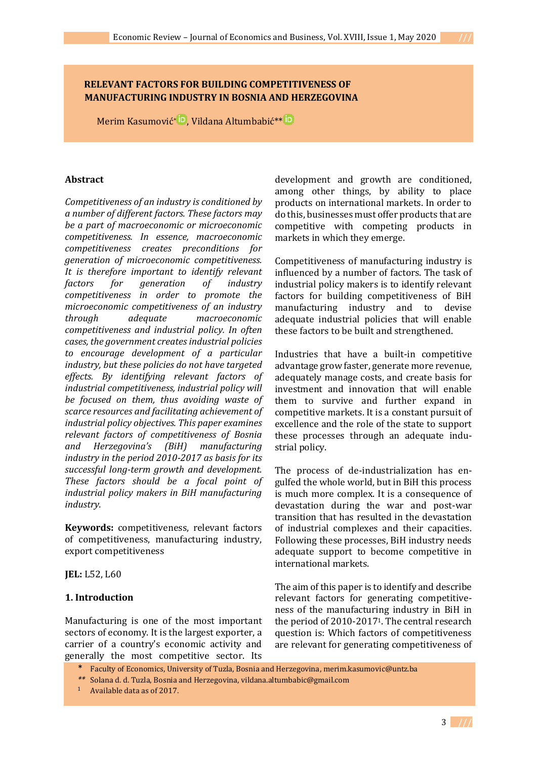# RELEVANT FACTORS FOR BUILDING COMPETITIVENESS OF MANUFACTURING INDUSTRY IN BOSNIA AND HERZEGOVINA

Merim Kasumović*, Vildana Altumbabić**

## Abstract

*Competitiveness of an industry is conditioned by a number of different factors. These factors may be a part of macroeconomic or microeconomic competitiveness. In essence, macroeconomic competitiveness creates preconditions for generation of microeconomic competitiveness. It is therefore important to identify relevant factors for generation of industry competitiveness in order to promote the microeconomic competitiveness of an industry through adequate macroeconomic competitiveness and industrial policy. In often cases, the government creates industrial policies to encourage development of a particular industry, but these policies do not have targeted effects. By identifying relevant factors of industrial competitiveness, industrial policy will be focused on them, thus avoiding waste of scarce resources and facilitating achievement of industrial policy objectives. This paper examines relevant factors of competitiveness of Bosnia and Herzegovina's (BiH) manufacturing industry in the period 2010-2017 as basis for its successful long-term growth and development. These factors should be a focal point of industrial policy makers in BiH manufacturing industry.*

**Keywords:** competitiveness, relevant factors of competitiveness, manufacturing industry, export competitiveness

**JEL:** L52, L60

## 1. Introduction

Manufacturing is one of the most important sectors of economy. It is the largest exporter, a carrier of a country's economic activity and generally the most competitive sector. Its development and growth are conditioned, among other things, by ability to place products on international markets. In order to do this, businesses must offer products that are competitive with competing products in markets in which they emerge.

Competitiveness of manufacturing industry is influenced by a number of factors. The task of industrial policy makers is to identify relevant factors for building competitiveness of BiH manufacturing industry and to devise adequate industrial policies that will enable these factors to be built and strengthened.

Industries that have a built-in competitive advantage grow faster, generate more revenue, adequately manage costs, and create basis for investment and innovation that will enable them to survive and further expand in competitive markets. It is a constant pursuit of excellence and the role of the state to support these processes through an adequate industrial policy.

The process of de-industrialization has engulfed the whole world, but in BiH this process is much more complex. It is a consequence of devastation during the war and post-war transition that has resulted in the devastation of industrial complexes and their capacities. Following these processes, BiH industry needs adequate support to become competitive in international markets.

The aim of this paper is to identify and describe relevant factors for generating competitiveness of the manufacturing industry in BiH in the period of 2010-2017[1]. The central research question is: Which factors of competitiveness are relevant for generating competitiveness of

\* Faculty of Economics, University of Tuzla, Bosnia and Herzegovina, merim.kasumovic@untz.ba

\*\* Solana d. d. Tuzla, Bosnia and Herzegovina, vildana.altumbabic@gmail.com

[1] Available data as of 2017.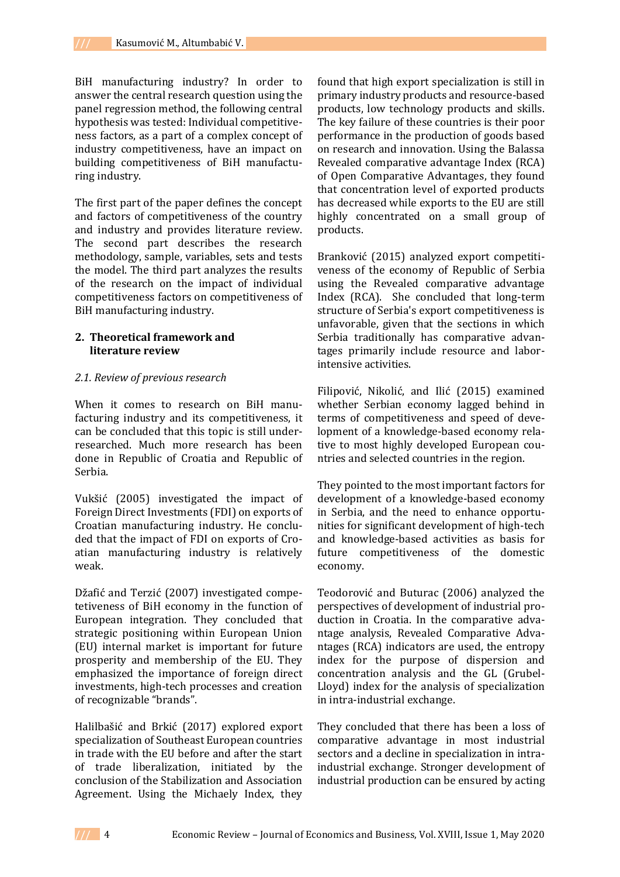BiH manufacturing industry? In order to answer the central research question using the panel regression method, the following central hypothesis was tested: Individual competitiveness factors, as a part of a complex concept of industry competitiveness, have an impact on building competitiveness of BiH manufacturing industry.

The first part of the paper defines the concept and factors of competitiveness of the country and industry and provides literature review. The second part describes the research methodology, sample, variables, sets and tests the model. The third part analyzes the results of the research on the impact of individual competitiveness factors on competitiveness of BiH manufacturing industry.

## 2. Theoretical framework and literature review

### *2.1. Review of previous research*

When it comes to research on BiH manufacturing industry and its competitiveness, it can be concluded that this topic is still under-researched. Much more research has been done in Republic of Croatia and Republic of Serbia.

Vukšić (2005) investigated the impact of Foreign Direct Investments (FDI) on exports of Croatian manufacturing industry. He concluded that the impact of FDI on exports of Croatian manufacturing industry is relatively weak.

Džafić and Terzić (2007) investigated competetiveness of BiH economy in the function of European integration. They concluded that strategic positioning within European Union (EU) internal market is important for future prosperity and membership of the EU. They emphasized the importance of foreign direct investments, high-tech processes and creation of recognizable "brands".

Halilbašić and Brkić (2017) explored export specialization of Southeast European countries in trade with the EU before and after the start of trade liberalization, initiated by the conclusion of the Stabilization and Association Agreement. Using the Michaely Index, they found that high export specialization is still in primary industry products and resource-based products, low technology products and skills. The key failure of these countries is their poor performance in the production of goods based on research and innovation. Using the Balassa Revealed comparative advantage Index (RCA) of Open Comparative Advantages, they found that concentration level of exported products has decreased while exports to the EU are still highly concentrated on a small group of products.

Branković (2015) analyzed export competitiveness of the economy of Republic of Serbia using the Revealed comparative advantage Index (RCA). She concluded that long-term structure of Serbia's export competitiveness is unfavorable, given that the sections in which Serbia traditionally has comparative advantages primarily include resource and labor-intensive activities.

Filipović, Nikolić, and Ilić (2015) examined whether Serbian economy lagged behind in terms of competitiveness and speed of development of a knowledge-based economy relative to most highly developed European countries and selected countries in the region.

They pointed to the most important factors for development of a knowledge-based economy in Serbia, and the need to enhance opportunities for significant development of high-tech and knowledge-based activities as basis for future competitiveness of the domestic economy.

Teodorović and Buturac (2006) analyzed the perspectives of development of industrial production in Croatia. In the comparative advantage analysis, Revealed Comparative Advantages (RCA) indicators are used, the entropy index for the purpose of dispersion and concentration analysis and the GL (Grubel-Lloyd) index for the analysis of specialization in intra-industrial exchange.

They concluded that there has been a loss of comparative advantage in most industrial sectors and a decline in specialization in intra-industrial exchange. Stronger development of industrial production can be ensured by acting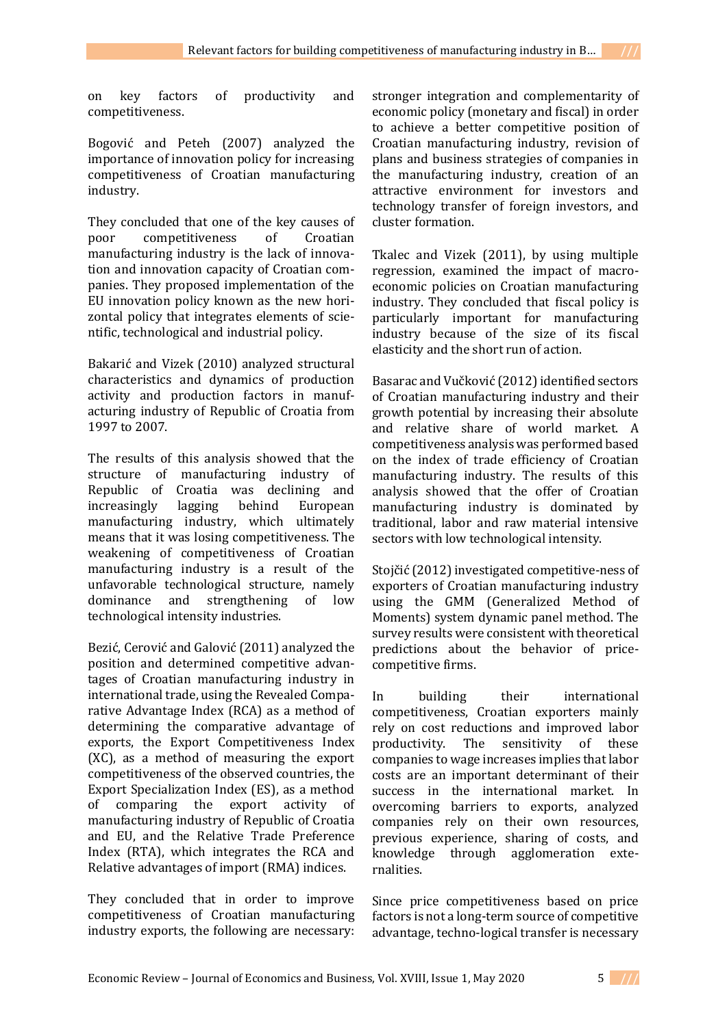on key factors of productivity and competitiveness.

Bogović and Peteh (2007) analyzed the importance of innovation policy for increasing competitiveness of Croatian manufacturing industry.

They concluded that one of the key causes of poor competitiveness of Croatian manufacturing industry is the lack of innovation and innovation capacity of Croatian companies. They proposed implementation of the EU innovation policy known as the new horizontal policy that integrates elements of scientific, technological and industrial policy.

Bakarić and Vizek (2010) analyzed structural characteristics and dynamics of production activity and production factors in manufacturing industry of Republic of Croatia from 1997 to 2007.

The results of this analysis showed that the structure of manufacturing industry of Republic of Croatia was declining and increasingly lagging behind European manufacturing industry, which ultimately means that it was losing competitiveness. The weakening of competitiveness of Croatian manufacturing industry is a result of the unfavorable technological structure, namely dominance and strengthening of low technological intensity industries.

Bezić, Cerović and Galović (2011) analyzed the position and determined competitive advantages of Croatian manufacturing industry in international trade, using the Revealed Comparative Advantage Index (RCA) as a method of determining the comparative advantage of exports, the Export Competitiveness Index (XC), as a method of measuring the export competitiveness of the observed countries, the Export Specialization Index (ES), as a method of comparing the export activity of manufacturing industry of Republic of Croatia and EU, and the Relative Trade Preference Index (RTA), which integrates the RCA and Relative advantages of import (RMA) indices.

They concluded that in order to improve competitiveness of Croatian manufacturing industry exports, the following are necessary: stronger integration and complementarity of economic policy (monetary and fiscal) in order to achieve a better competitive position of Croatian manufacturing industry, revision of plans and business strategies of companies in the manufacturing industry, creation of an attractive environment for investors and technology transfer of foreign investors, and cluster formation.

Tkalec and Vizek (2011), by using multiple regression, examined the impact of macroeconomic policies on Croatian manufacturing industry. They concluded that fiscal policy is particularly important for manufacturing industry because of the size of its fiscal elasticity and the short run of action.

Basarac and Vučković (2012) identified sectors of Croatian manufacturing industry and their growth potential by increasing their absolute and relative share of world market. A competitiveness analysis was performed based on the index of trade efficiency of Croatian manufacturing industry. The results of this analysis showed that the offer of Croatian manufacturing industry is dominated by traditional, labor and raw material intensive sectors with low technological intensity.

Stojčić (2012) investigated competitive-ness of exporters of Croatian manufacturing industry using the GMM (Generalized Method of Moments) system dynamic panel method. The survey results were consistent with theoretical predictions about the behavior of price-competitive firms.

In building their international competitiveness, Croatian exporters mainly rely on cost reductions and improved labor productivity. The sensitivity of these companies to wage increases implies that labor costs are an important determinant of their success in the international market. In overcoming barriers to exports, analyzed companies rely on their own resources, previous experience, sharing of costs, and knowledge through agglomeration externalities.

Since price competitiveness based on price factors is not a long-term source of competitive advantage, techno-logical transfer is necessary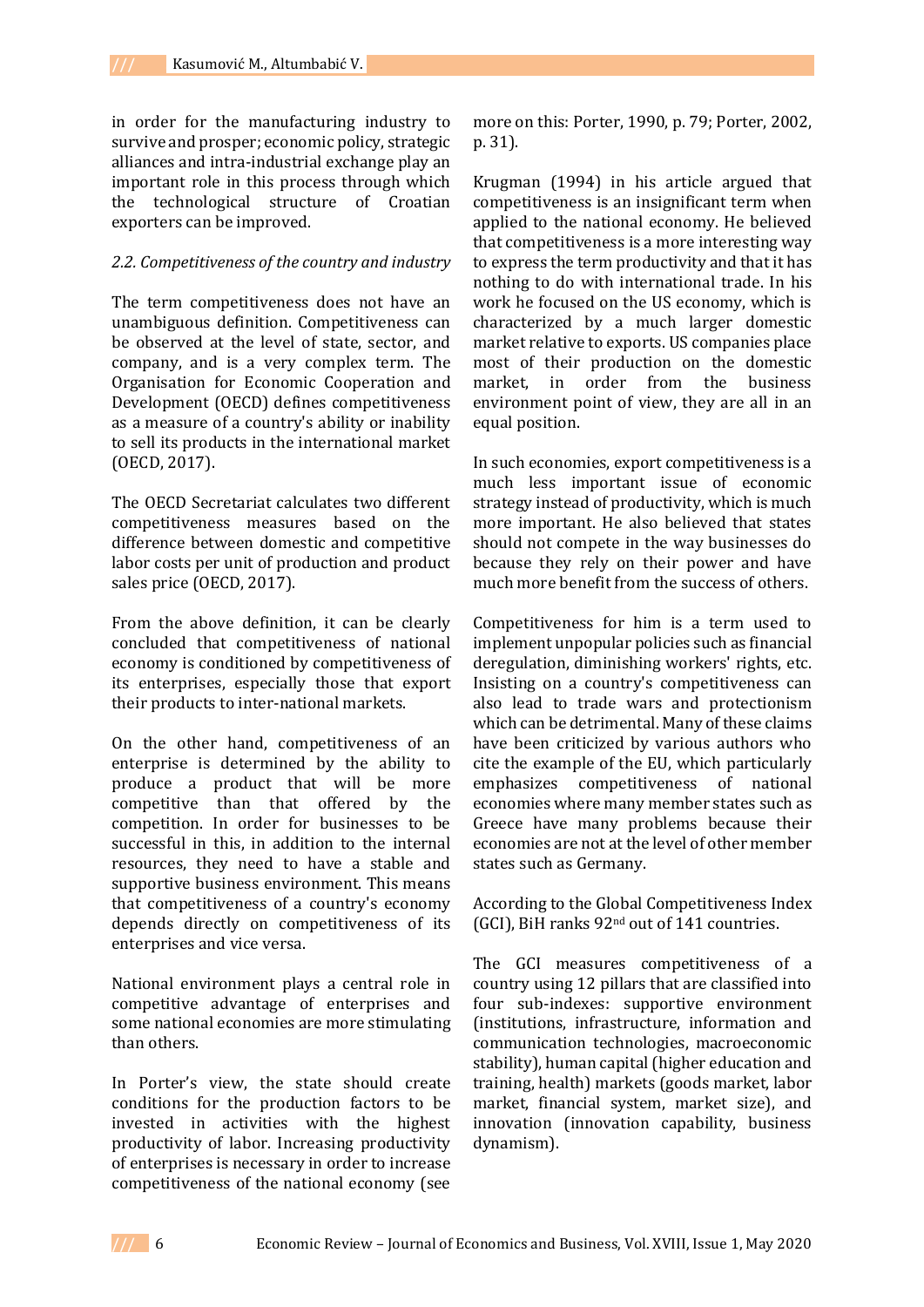in order for the manufacturing industry to survive and prosper; economic policy, strategic alliances and intra-industrial exchange play an important role in this process through which the technological structure of Croatian exporters can be improved.

*2.2. Competitiveness of the country and industry*

The term competitiveness does not have an unambiguous definition. Competitiveness can be observed at the level of state, sector, and company, and is a very complex term. The Organisation for Economic Cooperation and Development (OECD) defines competitiveness as a measure of a country's ability or inability to sell its products in the international market (OECD, 2017).

The OECD Secretariat calculates two different competitiveness measures based on the difference between domestic and competitive labor costs per unit of production and product sales price (OECD, 2017).

From the above definition, it can be clearly concluded that competitiveness of national economy is conditioned by competitiveness of its enterprises, especially those that export their products to inter-national markets.

On the other hand, competitiveness of an enterprise is determined by the ability to produce a product that will be more competitive than that offered by the competition. In order for businesses to be successful in this, in addition to the internal resources, they need to have a stable and supportive business environment. This means that competitiveness of a country's economy depends directly on competitiveness of its enterprises and vice versa.

National environment plays a central role in competitive advantage of enterprises and some national economies are more stimulating than others.

In Porter's view, the state should create conditions for the production factors to be invested in activities with the highest productivity of labor. Increasing productivity of enterprises is necessary in order to increase competitiveness of the national economy (see more on this: Porter, 1990, p. 79; Porter, 2002, p. 31).

Krugman (1994) in his article argued that competitiveness is an insignificant term when applied to the national economy. He believed that competitiveness is a more interesting way to express the term productivity and that it has nothing to do with international trade. In his work he focused on the US economy, which is characterized by a much larger domestic market relative to exports. US companies place most of their production on the domestic market, in order from the business environment point of view, they are all in an equal position.

In such economies, export competitiveness is a much less important issue of economic strategy instead of productivity, which is much more important. He also believed that states should not compete in the way businesses do because they rely on their power and have much more benefit from the success of others.

Competitiveness for him is a term used to implement unpopular policies such as financial deregulation, diminishing workers' rights, etc. Insisting on a country's competitiveness can also lead to trade wars and protectionism which can be detrimental. Many of these claims have been criticized by various authors who cite the example of the EU, which particularly emphasizes competitiveness of national economies where many member states such as Greece have many problems because their economies are not at the level of other member states such as Germany.

According to the Global Competitiveness Index (GCI), BiH ranks 92nd out of 141 countries.

The GCI measures competitiveness of a country using 12 pillars that are classified into four sub-indexes: supportive environment (institutions, infrastructure, information and communication technologies, macroeconomic stability), human capital (higher education and training, health) markets (goods market, labor market, financial system, market size), and innovation (innovation capability, business dynamism).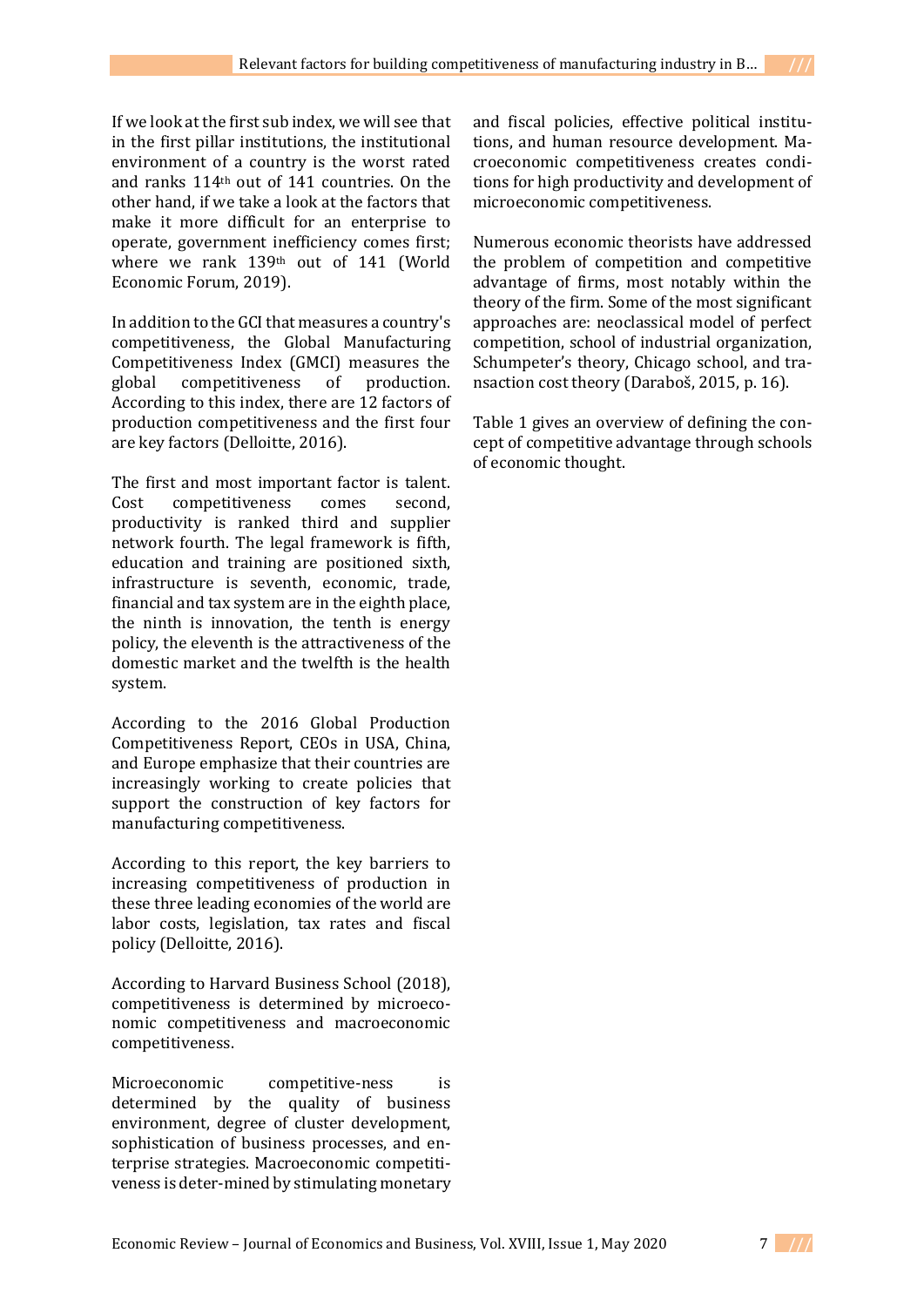If we look at the first sub index, we will see that in the first pillar institutions, the institutional environment of a country is the worst rated and ranks 114th out of 141 countries. On the other hand, if we take a look at the factors that make it more difficult for an enterprise to operate, government inefficiency comes first; where we rank 139th out of 141 (World Economic Forum, 2019).

In addition to the GCI that measures a country's competitiveness, the Global Manufacturing Competitiveness Index (GMCI) measures the global competitiveness of production. According to this index, there are 12 factors of production competitiveness and the first four are key factors (Delloitte, 2016).

The first and most important factor is talent. Cost competitiveness comes second, productivity is ranked third and supplier network fourth. The legal framework is fifth, education and training are positioned sixth, infrastructure is seventh, economic, trade, financial and tax system are in the eighth place, the ninth is innovation, the tenth is energy policy, the eleventh is the attractiveness of the domestic market and the twelfth is the health system.

According to the 2016 Global Production Competitiveness Report, CEOs in USA, China, and Europe emphasize that their countries are increasingly working to create policies that support the construction of key factors for manufacturing competitiveness.

According to this report, the key barriers to increasing competitiveness of production in these three leading economies of the world are labor costs, legislation, tax rates and fiscal policy (Delloitte, 2016).

According to Harvard Business School (2018), competitiveness is determined by microeconomic competitiveness and macroeconomic competitiveness.

Microeconomic competitive-ness is determined by the quality of business environment, degree of cluster development, sophistication of business processes, and enterprise strategies. Macroeconomic competitiveness is deter-mined by stimulating monetary and fiscal policies, effective political institutions, and human resource development. Macroeconomic competitiveness creates conditions for high productivity and development of microeconomic competitiveness.

Numerous economic theorists have addressed the problem of competition and competitive advantage of firms, most notably within the theory of the firm. Some of the most significant approaches are: neoclassical model of perfect competition, school of industrial organization, Schumpeter's theory, Chicago school, and transaction cost theory (Daraboš, 2015, p. 16).

Table 1 gives an overview of defining the concept of competitive advantage through schools of economic thought.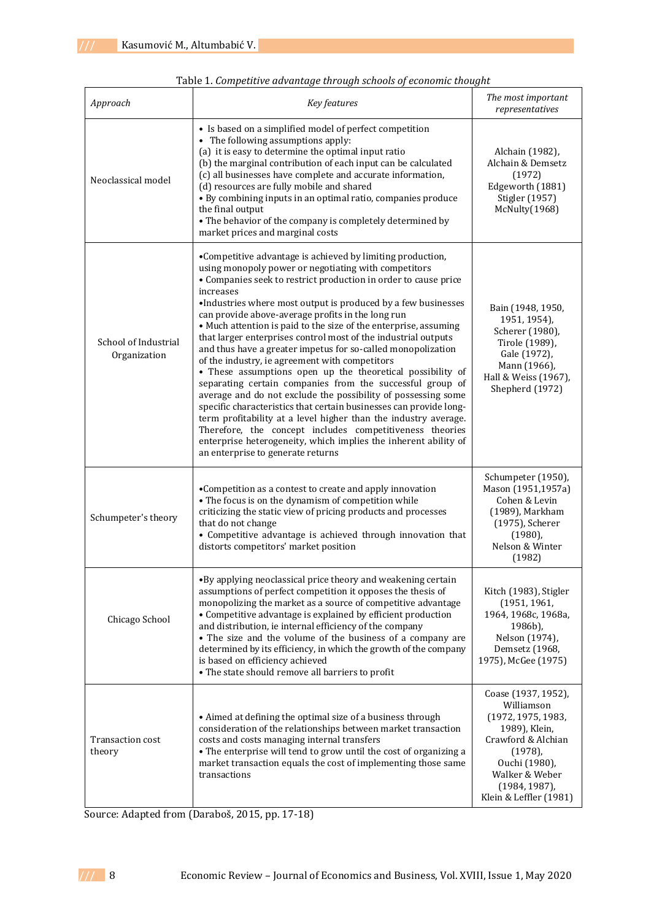Table 1. *Competitive advantage through schools of economic thought*

| *Approach* | *Key features* | *The most important representatives* |
|---|---|---|
| Neoclassical model | • Is based on a simplified model of perfect competition<br>• The following assumptions apply:<br>(a) it is easy to determine the optimal input ratio<br>(b) the marginal contribution of each input can be calculated<br>(c) all businesses have complete and accurate information,<br>(d) resources are fully mobile and shared<br>• By combining inputs in an optimal ratio, companies produce the final output<br>• The behavior of the company is completely determined by market prices and marginal costs | Alchain (1982), Alchain & Demsetz (1972) Edgeworth (1881) Stigler (1957) McNulty(1968) |
| School of Industrial Organization | •Competitive advantage is achieved by limiting production, using monopoly power or negotiating with competitors<br>• Companies seek to restrict production in order to cause price increases<br>•Industries where most output is produced by a few businesses can provide above-average profits in the long run<br>• Much attention is paid to the size of the enterprise, assuming that larger enterprises control most of the industrial outputs and thus have a greater impetus for so-called monopolization of the industry, ie agreement with competitors<br>• These assumptions open up the theoretical possibility of separating certain companies from the successful group of average and do not exclude the possibility of possessing some specific characteristics that certain businesses can provide long-term profitability at a level higher than the industry average. Therefore, the concept includes competitiveness theories enterprise heterogeneity, which implies the inherent ability of an enterprise to generate returns | Bain (1948, 1950, 1951, 1954), Scherer (1980), Tirole (1989), Gale (1972), Mann (1966), Hall & Weiss (1967), Shepherd (1972) |
| Schumpeter's theory | •Competition as a contest to create and apply innovation<br>• The focus is on the dynamism of competition while criticizing the static view of pricing products and processes that do not change<br>• Competitive advantage is achieved through innovation that distorts competitors' market position | Schumpeter (1950), Mason (1951,1957a) Cohen & Levin (1989), Markham (1975), Scherer (1980), Nelson & Winter (1982) |
| Chicago School | •By applying neoclassical price theory and weakening certain assumptions of perfect competition it opposes the thesis of monopolizing the market as a source of competitive advantage<br>• Competitive advantage is explained by efficient production and distribution, ie internal efficiency of the company<br>• The size and the volume of the business of a company are determined by its efficiency, in which the growth of the company is based on efficiency achieved<br>• The state should remove all barriers to profit | Kitch (1983), Stigler (1951, 1961, 1964, 1968c, 1968a, 1986b), Nelson (1974), Demsetz (1968, 1975), McGee (1975) |
| Transaction cost theory | • Aimed at defining the optimal size of a business through consideration of the relationships between market transaction costs and costs managing internal transfers<br>• The enterprise will tend to grow until the cost of organizing a market transaction equals the cost of implementing those same transactions | Coase (1937, 1952), Williamson (1972, 1975, 1983, 1989), Klein, Crawford & Alchian (1978), Ouchi (1980), Walker & Weber (1984, 1987), Klein & Leffler (1981) |

Source: Adapted from (Daraboš, 2015, pp. 17-18)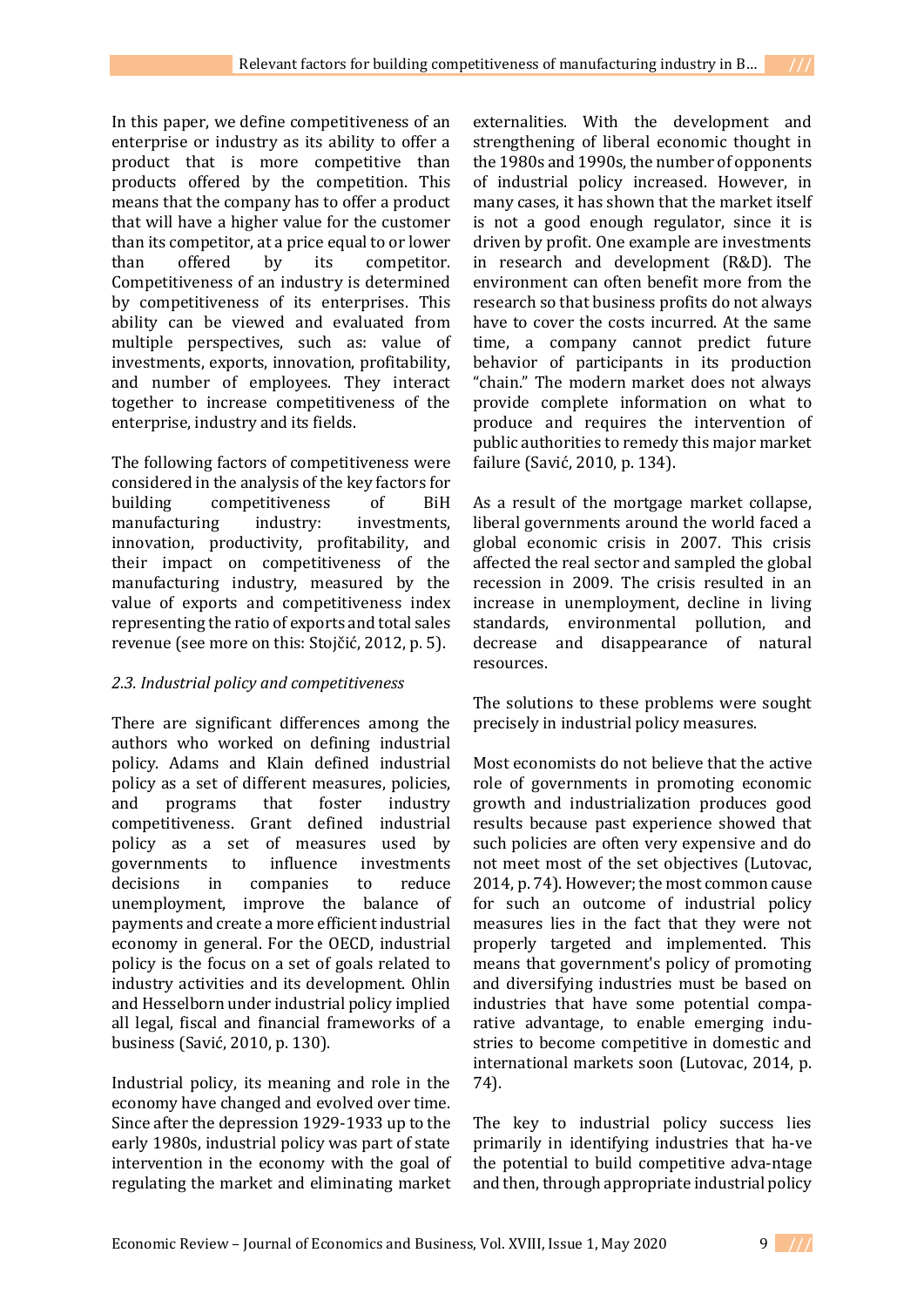In this paper, we define competitiveness of an enterprise or industry as its ability to offer a product that is more competitive than products offered by the competition. This means that the company has to offer a product that will have a higher value for the customer than its competitor, at a price equal to or lower than offered by its competitor. Competitiveness of an industry is determined by competitiveness of its enterprises. This ability can be viewed and evaluated from multiple perspectives, such as: value of investments, exports, innovation, profitability, and number of employees. They interact together to increase competitiveness of the enterprise, industry and its fields.

The following factors of competitiveness were considered in the analysis of the key factors for building competitiveness of BiH manufacturing industry: investments, innovation, productivity, profitability, and their impact on competitiveness of the manufacturing industry, measured by the value of exports and competitiveness index representing the ratio of exports and total sales revenue (see more on this: Stojčić, 2012, p. 5).

### *2.3. Industrial policy and competitiveness*

There are significant differences among the authors who worked on defining industrial policy. Adams and Klain defined industrial policy as a set of different measures, policies, and programs that foster industry competitiveness. Grant defined industrial policy as a set of measures used by governments to influence investments decisions in companies to reduce unemployment, improve the balance of payments and create a more efficient industrial economy in general. For the OECD, industrial policy is the focus on a set of goals related to industry activities and its development. Ohlin and Hesselborn under industrial policy implied all legal, fiscal and financial frameworks of a business (Savić, 2010, p. 130).

Industrial policy, its meaning and role in the economy have changed and evolved over time. Since after the depression 1929-1933 up to the early 1980s, industrial policy was part of state intervention in the economy with the goal of regulating the market and eliminating market externalities. With the development and strengthening of liberal economic thought in the 1980s and 1990s, the number of opponents of industrial policy increased. However, in many cases, it has shown that the market itself is not a good enough regulator, since it is driven by profit. One example are investments in research and development (R&D). The environment can often benefit more from the research so that business profits do not always have to cover the costs incurred. At the same time, a company cannot predict future behavior of participants in its production "chain." The modern market does not always provide complete information on what to produce and requires the intervention of public authorities to remedy this major market failure (Savić, 2010, p. 134).

As a result of the mortgage market collapse, liberal governments around the world faced a global economic crisis in 2007. This crisis affected the real sector and sampled the global recession in 2009. The crisis resulted in an increase in unemployment, decline in living standards, environmental pollution, and decrease and disappearance of natural resources.

The solutions to these problems were sought precisely in industrial policy measures.

Most economists do not believe that the active role of governments in promoting economic growth and industrialization produces good results because past experience showed that such policies are often very expensive and do not meet most of the set objectives (Lutovac, 2014, p. 74). However; the most common cause for such an outcome of industrial policy measures lies in the fact that they were not properly targeted and implemented. This means that government's policy of promoting and diversifying industries must be based on industries that have some potential comparative advantage, to enable emerging industries to become competitive in domestic and international markets soon (Lutovac, 2014, p. 74).

The key to industrial policy success lies primarily in identifying industries that have the potential to build competitive advantage and then, through appropriate industrial policy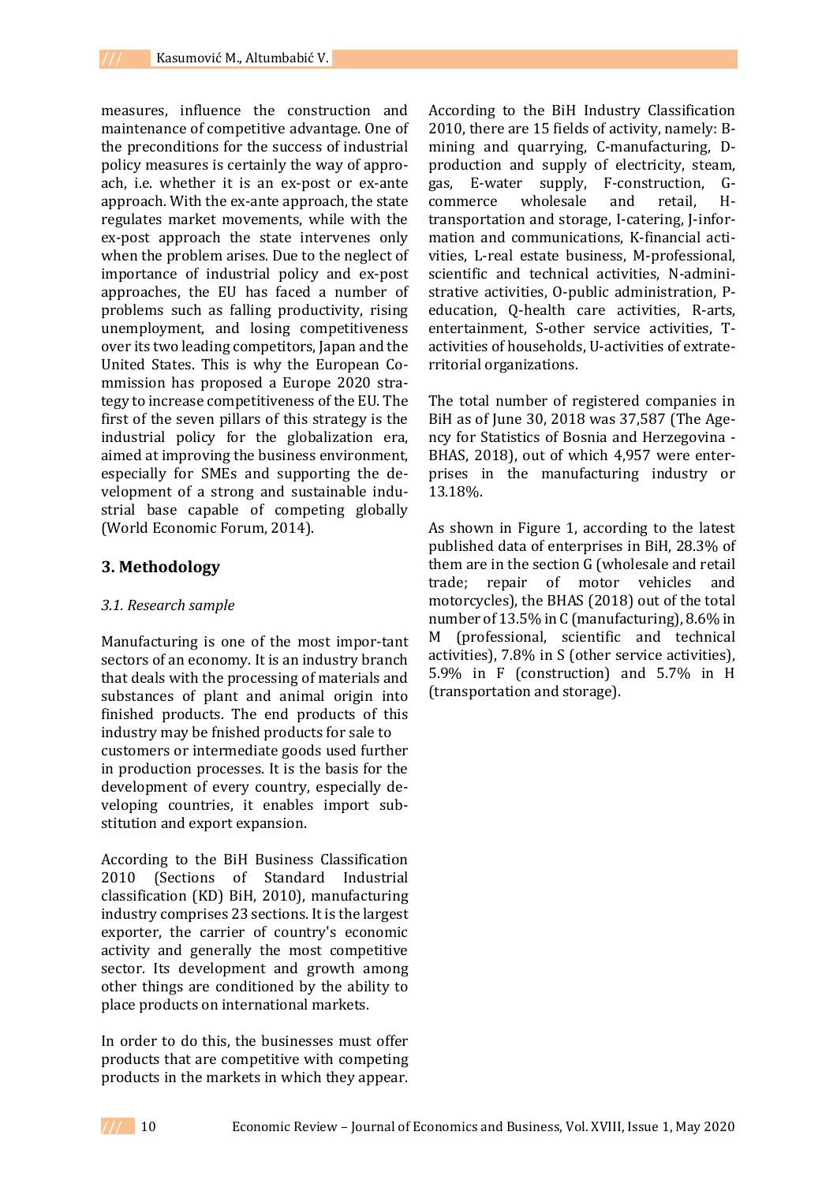measures, influence the construction and maintenance of competitive advantage. One of the preconditions for the success of industrial policy measures is certainly the way of approach, i.e. whether it is an ex-post or ex-ante approach. With the ex-ante approach, the state regulates market movements, while with the ex-post approach the state intervenes only when the problem arises. Due to the neglect of importance of industrial policy and ex-post approaches, the EU has faced a number of problems such as falling productivity, rising unemployment, and losing competitiveness over its two leading competitors, Japan and the United States. This is why the European Commission has proposed a Europe 2020 strategy to increase competitiveness of the EU. The first of the seven pillars of this strategy is the industrial policy for the globalization era, aimed at improving the business environment, especially for SMEs and supporting the development of a strong and sustainable industrial base capable of competing globally (World Economic Forum, 2014).

## 3. Methodology

### *3.1. Research sample*

Manufacturing is one of the most impor-tant sectors of an economy. It is an industry branch that deals with the processing of materials and substances of plant and animal origin into finished products. The end products of this industry may be fnished products for sale to customers or intermediate goods used further in production processes. It is the basis for the development of every country, especially developing countries, it enables import substitution and export expansion.

According to the BiH Business Classification 2010 (Sections of Standard Industrial classification (KD) BiH, 2010), manufacturing industry comprises 23 sections. It is the largest exporter, the carrier of country's economic activity and generally the most competitive sector. Its development and growth among other things are conditioned by the ability to place products on international markets.

In order to do this, the businesses must offer products that are competitive with competing products in the markets in which they appear.

According to the BiH Industry Classification 2010, there are 15 fields of activity, namely: B-mining and quarrying, C-manufacturing, D-production and supply of electricity, steam, gas, E-water supply, F-construction, G-commerce wholesale and retail, H-transportation and storage, I-catering, J-information and communications, K-financial activities, L-real estate business, M-professional, scientific and technical activities, N-administrative activities, O-public administration, P-education, Q-health care activities, R-arts, entertainment, S-other service activities, T-activities of households, U-activities of extraterritorial organizations.

The total number of registered companies in BiH as of June 30, 2018 was 37,587 (The Agency for Statistics of Bosnia and Herzegovina - BHAS, 2018), out of which 4,957 were enterprises in the manufacturing industry or 13.18%.

As shown in Figure 1, according to the latest published data of enterprises in BiH, 28.3% of them are in the section G (wholesale and retail trade; repair of motor vehicles and motorcycles), the BHAS (2018) out of the total number of 13.5% in C (manufacturing), 8.6% in M (professional, scientific and technical activities), 7.8% in S (other service activities), 5.9% in F (construction) and 5.7% in H (transportation and storage).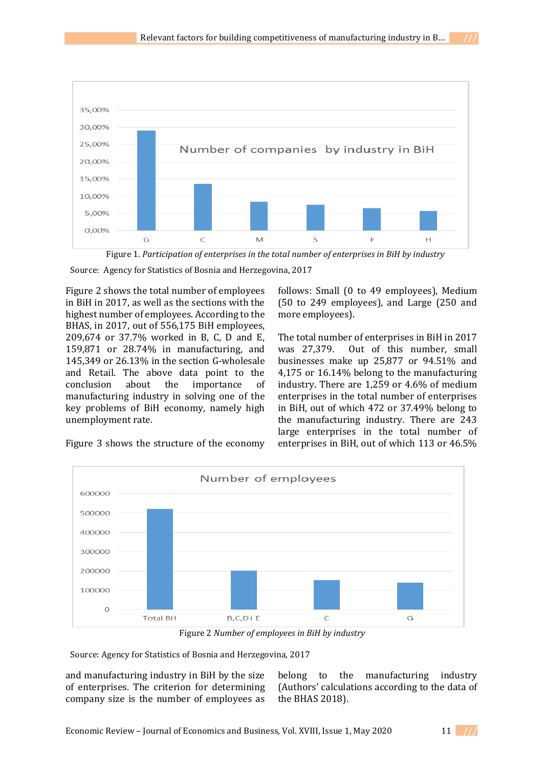Figure 1. *Participation of enterprises in the total number of enterprises in BiH by industry*

Source: Agency for Statistics of Bosnia and Herzegovina, 2017

Figure 2 shows the total number of employees in BiH in 2017, as well as the sections with the highest number of employees. According to the BHAS, in 2017, out of 556,175 BiH employees, 209,674 or 37.7% worked in B, C, D and E, 159,871 or 28.74% in manufacturing, and 145,349 or 26.13% in the section G-wholesale and Retail. The above data point to the conclusion about the importance of manufacturing industry in solving one of the key problems of BiH economy, namely high unemployment rate.

Figure 3 shows the structure of the economy and manufacturing industry in BiH by the size of enterprises. The criterion for determining company size is the number of employees as follows: Small (0 to 49 employees), Medium (50 to 249 employees), and Large (250 and more employees).

The total number of enterprises in BiH in 2017 was 27,379. Out of this number, small businesses make up 25,877 or 94.51% and 4,175 or 16.14% belong to the manufacturing industry. There are 1,259 or 4.6% of medium enterprises in the total number of enterprises in BiH, out of which 472 or 37.49% belong to the manufacturing industry. There are 243 large enterprises in the total number of enterprises in BiH, out of which 113 or 46.5% belong to the manufacturing industry (Authors' calculations according to the data of the BHAS 2018).

Figure 2 *Number of employees in BiH by industry*

Source: Agency for Statistics of Bosnia and Herzegovina, 2017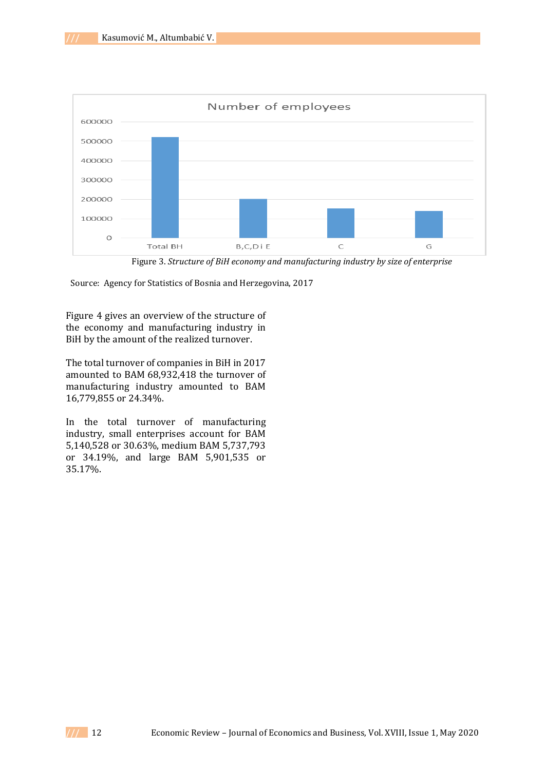Figure 3. *Structure of BiH economy and manufacturing industry by size of enterprise*

Source: Agency for Statistics of Bosnia and Herzegovina, 2017

Figure 4 gives an overview of the structure of the economy and manufacturing industry in BiH by the amount of the realized turnover.

The total turnover of companies in BiH in 2017 amounted to BAM 68,932,418 the turnover of manufacturing industry amounted to BAM 16,779,855 or 24.34%.

In the total turnover of manufacturing industry, small enterprises account for BAM 5,140,528 or 30.63%, medium BAM 5,737,793 or 34.19%, and large BAM 5,901,535 or 35.17%.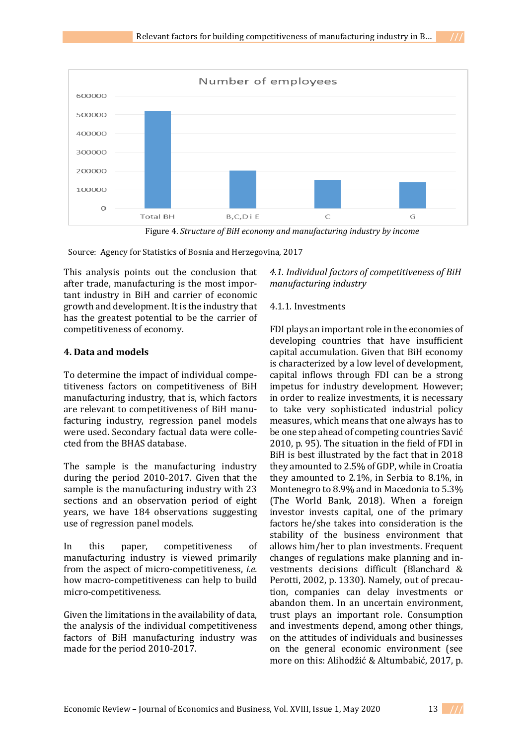Figure 4. *Structure of BiH economy and manufacturing industry by income*

Source: Agency for Statistics of Bosnia and Herzegovina, 2017

This analysis points out the conclusion that after trade, manufacturing is the most important industry in BiH and carrier of economic growth and development. It is the industry that has the greatest potential to be the carrier of competitiveness of economy.

## 4. Data and models

To determine the impact of individual competitiveness factors on competitiveness of BiH manufacturing industry, that is, which factors are relevant to competitiveness of BiH manufacturing industry, regression panel models were used. Secondary factual data were collected from the BHAS database.

The sample is the manufacturing industry during the period 2010-2017. Given that the sample is the manufacturing industry with 23 sections and an observation period of eight years, we have 184 observations suggesting use of regression panel models.

In this paper, competitiveness of manufacturing industry is viewed primarily from the aspect of micro-competitiveness, *i.e.* how macro-competitiveness can help to build micro-competitiveness.

Given the limitations in the availability of data, the analysis of the individual competitiveness factors of BiH manufacturing industry was made for the period 2010-2017.

### *4.1. Individual factors of competitiveness of BiH manufacturing industry*

#### 4.1.1. Investments

FDI plays an important role in the economies of developing countries that have insufficient capital accumulation. Given that BiH economy is characterized by a low level of development, capital inflows through FDI can be a strong impetus for industry development. However; in order to realize investments, it is necessary to take very sophisticated industrial policy measures, which means that one always has to be one step ahead of competing countries Savić 2010, p. 95). The situation in the field of FDI in BiH is best illustrated by the fact that in 2018 they amounted to 2.5% of GDP, while in Croatia they amounted to 2.1%, in Serbia to 8.1%, in Montenegro to 8.9% and in Macedonia to 5.3% (The World Bank, 2018). When a foreign investor invests capital, one of the primary factors he/she takes into consideration is the stability of the business environment that allows him/her to plan investments. Frequent changes of regulations make planning and investments decisions difficult (Blanchard & Perotti, 2002, p. 1330). Namely, out of precaution, companies can delay investments or abandon them. In an uncertain environment, trust plays an important role. Consumption and investments depend, among other things, on the attitudes of individuals and businesses on the general economic environment (see more on this: Alihodžić & Altumbabić, 2017, p.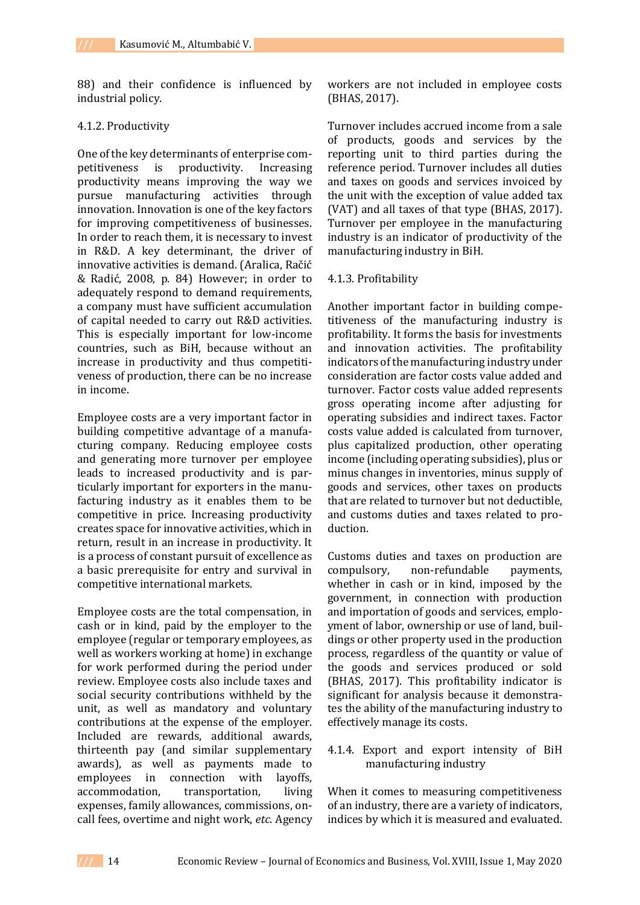88) and their confidence is influenced by industrial policy.

### 4.1.2. Productivity

One of the key determinants of enterprise competitiveness is productivity. Increasing productivity means improving the way we pursue manufacturing activities through innovation. Innovation is one of the key factors for improving competitiveness of businesses. In order to reach them, it is necessary to invest in R&D. A key determinant, the driver of innovative activities is demand. (Aralica, Račić & Radić, 2008, p. 84) However; in order to adequately respond to demand requirements, a company must have sufficient accumulation of capital needed to carry out R&D activities. This is especially important for low-income countries, such as BiH, because without an increase in productivity and thus competitiveness of production, there can be no increase in income.

Employee costs are a very important factor in building competitive advantage of a manufacturing company. Reducing employee costs and generating more turnover per employee leads to increased productivity and is particularly important for exporters in the manufacturing industry as it enables them to be competitive in price. Increasing productivity creates space for innovative activities, which in return, result in an increase in productivity. It is a process of constant pursuit of excellence as a basic prerequisite for entry and survival in competitive international markets.

Employee costs are the total compensation, in cash or in kind, paid by the employer to the employee (regular or temporary employees, as well as workers working at home) in exchange for work performed during the period under review. Employee costs also include taxes and social security contributions withheld by the unit, as well as mandatory and voluntary contributions at the expense of the employer. Included are rewards, additional awards, thirteenth pay (and similar supplementary awards), as well as payments made to employees in connection with layoffs, accommodation, transportation, living expenses, family allowances, commissions, on-call fees, overtime and night work, *etc.* Agency workers are not included in employee costs (BHAS, 2017).

Turnover includes accrued income from a sale of products, goods and services by the reporting unit to third parties during the reference period. Turnover includes all duties and taxes on goods and services invoiced by the unit with the exception of value added tax (VAT) and all taxes of that type (BHAS, 2017). Turnover per employee in the manufacturing industry is an indicator of productivity of the manufacturing industry in BiH.

### 4.1.3. Profitability

Another important factor in building competitiveness of the manufacturing industry is profitability. It forms the basis for investments and innovation activities. The profitability indicators of the manufacturing industry under consideration are factor costs value added and turnover. Factor costs value added represents gross operating income after adjusting for operating subsidies and indirect taxes. Factor costs value added is calculated from turnover, plus capitalized production, other operating income (including operating subsidies), plus or minus changes in inventories, minus supply of goods and services, other taxes on products that are related to turnover but not deductible, and customs duties and taxes related to production.

Customs duties and taxes on production are compulsory, non-refundable payments, whether in cash or in kind, imposed by the government, in connection with production and importation of goods and services, employment of labor, ownership or use of land, buildings or other property used in the production process, regardless of the quantity or value of the goods and services produced or sold (BHAS, 2017). This profitability indicator is significant for analysis because it demonstrates the ability of the manufacturing industry to effectively manage its costs.

### 4.1.4. Export and export intensity of BiH manufacturing industry

When it comes to measuring competitiveness of an industry, there are a variety of indicators, indices by which it is measured and evaluated.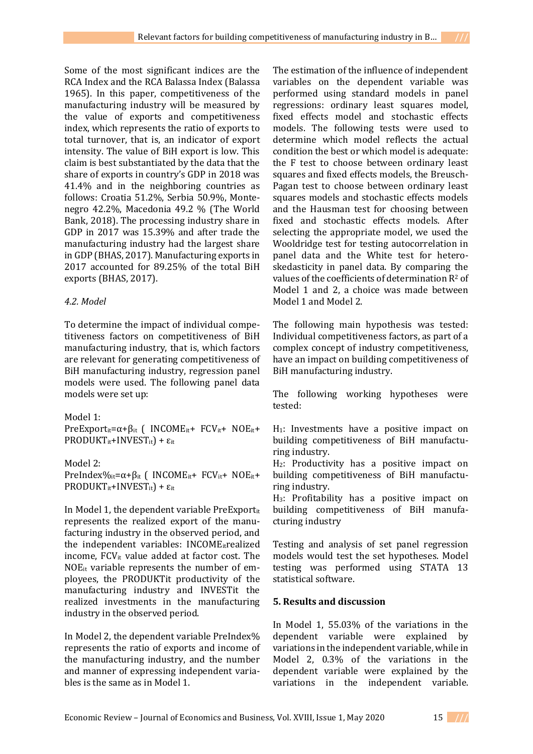Some of the most significant indices are the RCA Index and the RCA Balassa Index (Balassa 1965). In this paper, competitiveness of the manufacturing industry will be measured by the value of exports and competitiveness index, which represents the ratio of exports to total turnover, that is, an indicator of export intensity. The value of BiH export is low. This claim is best substantiated by the data that the share of exports in country's GDP in 2018 was 41.4% and in the neighboring countries as follows: Croatia 51.2%, Serbia 50.9%, Montenegro 42.2%, Macedonia 49.2 % (The World Bank, 2018). The processing industry share in GDP in 2017 was 15.39% and after trade the manufacturing industry had the largest share in GDP (BHAS, 2017). Manufacturing exports in 2017 accounted for 89.25% of the total BiH exports (BHAS, 2017).

*4.2. Model*

To determine the impact of individual competitiveness factors on competitiveness of BiH manufacturing industry, that is, which factors are relevant for generating competitiveness of BiH manufacturing industry, regression panel models were used. The following panel data models were set up:

Model 1:

$$PreExport_{it}=\alpha+\beta_{it}\,(\,INCOME_{it}+\,FCV_{it}+\,NOE_{it}+\,PRODUKT_{it}+INVEST_{it})+\varepsilon_{it}$$

Model 2:

$$PreIndex\%_{it}=\alpha+\beta_{it}\,(\,INCOME_{it}+\,FCV_{it}+\,NOE_{it}+\,PRODUKT_{it}+INVEST_{it})+\varepsilon_{it}$$

In Model 1, the dependent variable $PreExport_{it}$ represents the realized export of the manufacturing industry in the observed period, and the independent variables: $INCOME_{it}$ realized income, $FCV_{it}$ value added at factor cost. The $NOE_{it}$ variable represents the number of employees, the PRODUKTit productivity of the manufacturing industry and INVESTit the realized investments in the manufacturing industry in the observed period.

In Model 2, the dependent variable PreIndex% represents the ratio of exports and income of the manufacturing industry, and the number and manner of expressing independent variables is the same as in Model 1.

The estimation of the influence of independent variables on the dependent variable was performed using standard models in panel regressions: ordinary least squares model, fixed effects model and stochastic effects models. The following tests were used to determine which model reflects the actual condition the best or which model is adequate: the F test to choose between ordinary least squares and fixed effects models, the Breusch-Pagan test to choose between ordinary least squares models and stochastic effects models and the Hausman test for choosing between fixed and stochastic effects models. After selecting the appropriate model, we used the Wooldridge test for testing autocorrelation in panel data and the White test for heteroskedasticity in panel data. By comparing the values of the coefficients of determination $R^2$ of Model 1 and 2, a choice was made between Model 1 and Model 2.

The following main hypothesis was tested: Individual competitiveness factors, as part of a complex concept of industry competitiveness, have an impact on building competitiveness of BiH manufacturing industry.

The following working hypotheses were tested:

$H_1$: Investments have a positive impact on building competitiveness of BiH manufacturing industry.
$H_2$: Productivity has a positive impact on building competitiveness of BiH manufacturing industry.
$H_3$: Profitability has a positive impact on building competitiveness of BiH manufacturing industry

Testing and analysis of set panel regression models would test the set hypotheses. Model testing was performed using STATA 13 statistical software.

## 5. Results and discussion

In Model 1, 55.03% of the variations in the dependent variable were explained by variations in the independent variable, while in Model 2, 0.3% of the variations in the dependent variable were explained by the variations in the independent variable.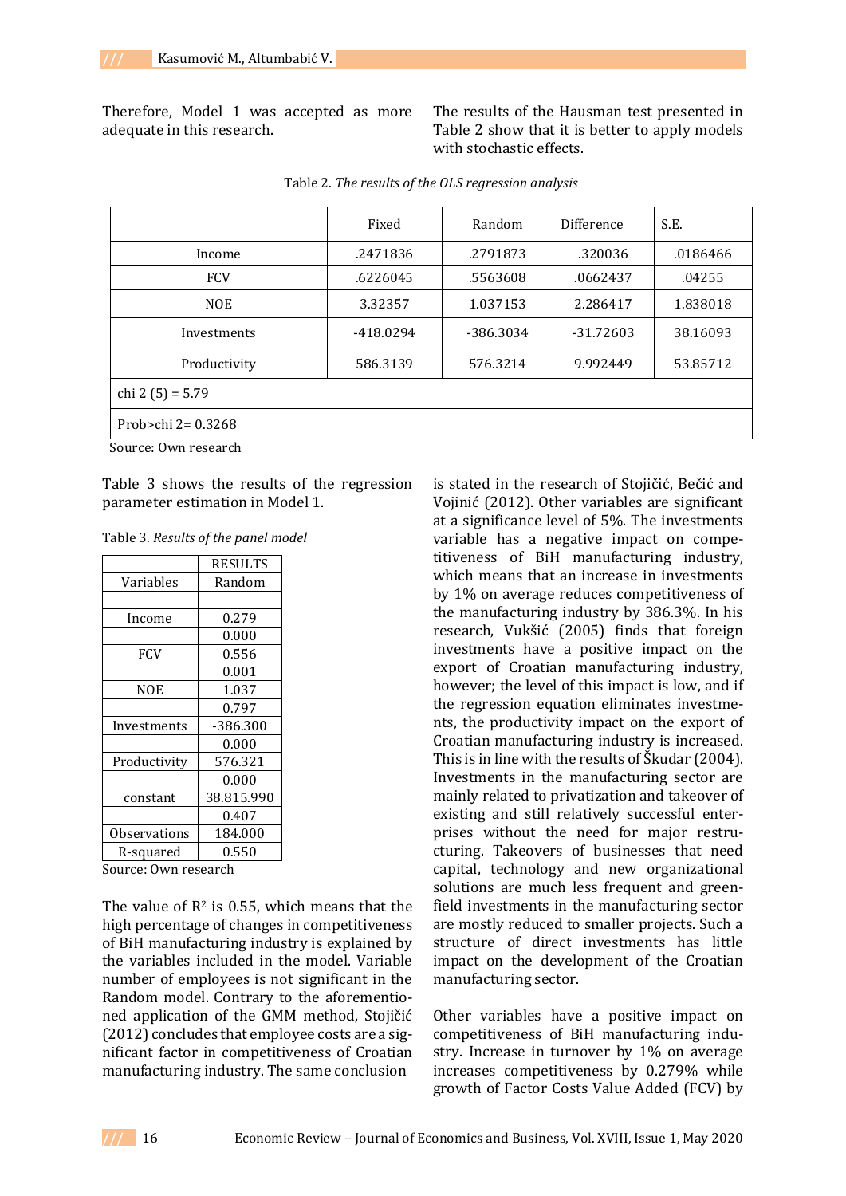Therefore, Model 1 was accepted as more adequate in this research.

The results of the Hausman test presented in Table 2 show that it is better to apply models with stochastic effects.

Table 2. *The results of the OLS regression analysis*

| | Fixed | Random | Difference | S.E. |
|---|---|---|---|---|
| Income | .2471836 | .2791873 | .320036 | .0186466 |
| FCV | .6226045 | .5563608 | .0662437 | .04255 |
| NOE | 3.32357 | 1.037153 | 2.286417 | 1.838018 |
| Investments | -418.0294 | -386.3034 | -31.72603 | 38.16093 |
| Productivity | 586.3139 | 576.3214 | 9.992449 | 53.85712 |
| chi 2 (5) = 5.79 | | | | |
| Prob>chi 2= 0.3268 | | | | |

Source: Own research

Table 3 shows the results of the regression parameter estimation in Model 1.

Table 3. *Results of the panel model*

| | RESULTS |
|---|---|
| Variables | Random |
| | |
| Income | 0.279 |
| | 0.000 |
| FCV | 0.556 |
| | 0.001 |
| NOE | 1.037 |
| | 0.797 |
| Investments | -386.300 |
| | 0.000 |
| Productivity | 576.321 |
| | 0.000 |
| constant | 38.815.990 |
| | 0.407 |
| Observations | 184.000 |
| R-squared | 0.550 |

Source: Own research

The value of $R^2$ is 0.55, which means that the high percentage of changes in competitiveness of BiH manufacturing industry is explained by the variables included in the model. Variable number of employees is not significant in the Random model. Contrary to the aforementioned application of the GMM method, Stojičić (2012) concludes that employee costs are a significant factor in competitiveness of Croatian manufacturing industry. The same conclusion is stated in the research of Stojičić, Bečić and Vojinić (2012). Other variables are significant at a significance level of 5%. The investments variable has a negative impact on competitiveness of BiH manufacturing industry, which means that an increase in investments by 1% on average reduces competitiveness of the manufacturing industry by 386.3%. In his research, Vukšić (2005) finds that foreign investments have a positive impact on the export of Croatian manufacturing industry, however; the level of this impact is low, and if the regression equation eliminates investments, the productivity impact on the export of Croatian manufacturing industry is increased. This is in line with the results of Škudar (2004). Investments in the manufacturing sector are mainly related to privatization and takeover of existing and still relatively successful enterprises without the need for major restructuring. Takeovers of businesses that need capital, technology and new organizational solutions are much less frequent and greenfield investments in the manufacturing sector are mostly reduced to smaller projects. Such a structure of direct investments has little impact on the development of the Croatian manufacturing sector.

Other variables have a positive impact on competitiveness of BiH manufacturing industry. Increase in turnover by 1% on average increases competitiveness by 0.279% while growth of Factor Costs Value Added (FCV) by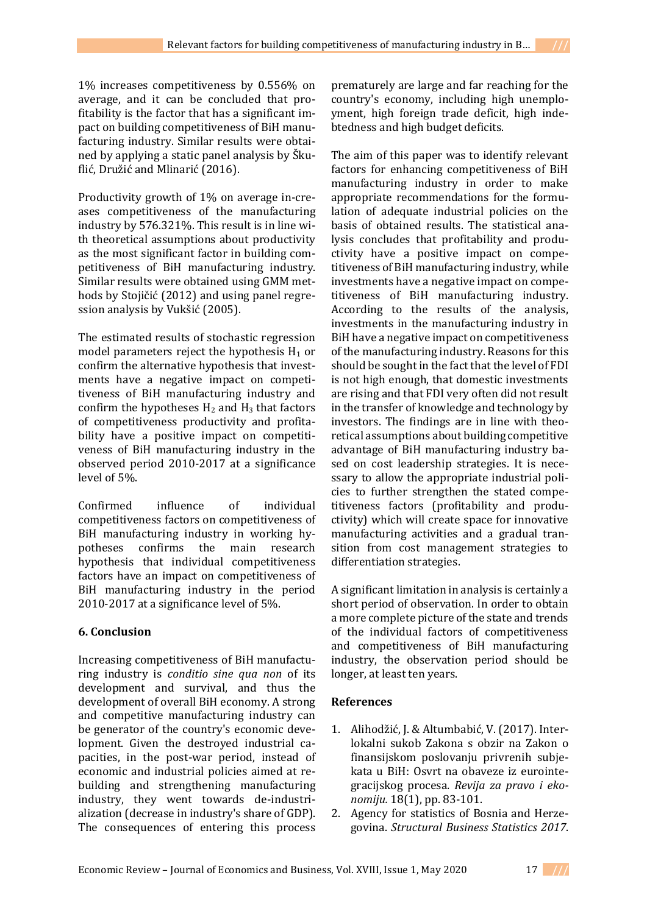1% increases competitiveness by 0.556% on average, and it can be concluded that profitability is the factor that has a significant impact on building competitiveness of BiH manufacturing industry. Similar results were obtained by applying a static panel analysis by Škuflić, Družić and Mlinarić (2016).

Productivity growth of 1% on average increases competitiveness of the manufacturing industry by 576.321%. This result is in line with theoretical assumptions about productivity as the most significant factor in building competitiveness of BiH manufacturing industry. Similar results were obtained using GMM methods by Stojičić (2012) and using panel regression analysis by Vukšić (2005).

The estimated results of stochastic regression model parameters reject the hypothesis $H_1$ or confirm the alternative hypothesis that investments have a negative impact on competitiveness of BiH manufacturing industry and confirm the hypotheses $H_2$ and $H_3$ that factors of competitiveness productivity and profitability have a positive impact on competitiveness of BiH manufacturing industry in the observed period 2010-2017 at a significance level of 5%.

Confirmed influence of individual competitiveness factors on competitiveness of BiH manufacturing industry in working hypotheses confirms the main research hypothesis that individual competitiveness factors have an impact on competitiveness of BiH manufacturing industry in the period 2010-2017 at a significance level of 5%.

## 6. Conclusion

Increasing competitiveness of BiH manufacturing industry is *conditio sine qua non* of its development and survival, and thus the development of overall BiH economy. A strong and competitive manufacturing industry can be generator of the country's economic development. Given the destroyed industrial capacities, in the post-war period, instead of economic and industrial policies aimed at rebuilding and strengthening manufacturing industry, they went towards de-industrialization (decrease in industry's share of GDP). The consequences of entering this process prematurely are large and far reaching for the country's economy, including high unemployment, high foreign trade deficit, high indebtedness and high budget deficits.

The aim of this paper was to identify relevant factors for enhancing competitiveness of BiH manufacturing industry in order to make appropriate recommendations for the formulation of adequate industrial policies on the basis of obtained results. The statistical analysis concludes that profitability and productivity have a positive impact on competitiveness of BiH manufacturing industry, while investments have a negative impact on competitiveness of BiH manufacturing industry. According to the results of the analysis, investments in the manufacturing industry in BiH have a negative impact on competitiveness of the manufacturing industry. Reasons for this should be sought in the fact that the level of FDI is not high enough, that domestic investments are rising and that FDI very often did not result in the transfer of knowledge and technology by investors. The findings are in line with theoretical assumptions about building competitive advantage of BiH manufacturing industry based on cost leadership strategies. It is necessary to allow the appropriate industrial policies to further strengthen the stated competitiveness factors (profitability and productivity) which will create space for innovative manufacturing activities and a gradual transition from cost management strategies to differentiation strategies.

A significant limitation in analysis is certainly a short period of observation. In order to obtain a more complete picture of the state and trends of the individual factors of competitiveness and competitiveness of BiH manufacturing industry, the observation period should be longer, at least ten years.

## References

1. Alihodžić, J. & Altumbabić, V. (2017). Interlokalni sukob Zakona s obzir na Zakon o finansijskom poslovanju privrenih subjekata u BiH: Osvrt na obaveze iz eurointegracijskog procesa. *Revija za pravo i ekonomiju.* 18(1), pp. 83-101.
2. Agency for statistics of Bosnia and Herzegovina. *Structural Business Statistics 2017.*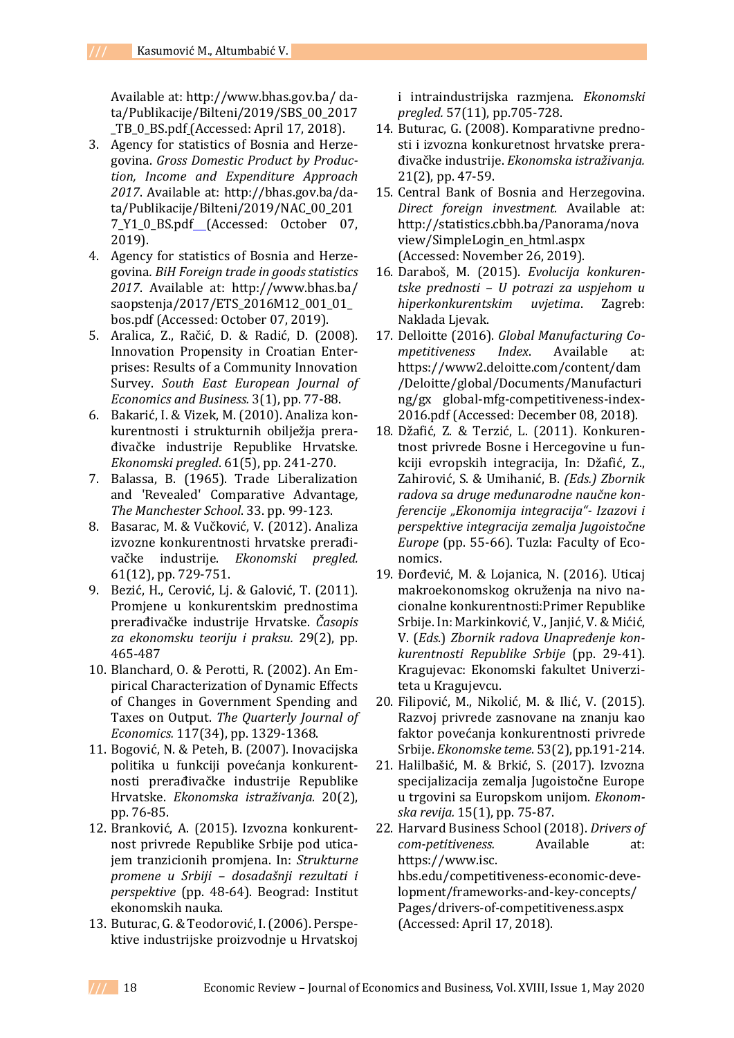Available at: http://www.bhas.gov.ba/ data/Publikacije/Bilteni/2019/SBS_00_2017_TB_0_BS.pdf (Accessed: April 17, 2018).

3. Agency for statistics of Bosnia and Herzegovina. *Gross Domestic Product by Production, Income and Expenditure Approach 2017*. Available at: http://bhas.gov.ba/data/Publikacije/Bilteni/2019/NAC_00_2017_Y1_0_BS.pdf (Accessed: October 07, 2019).
4. Agency for statistics of Bosnia and Herzegovina. *BiH Foreign trade in goods statistics 2017*. Available at: http://www.bhas.ba/saopstenja/2017/ETS_2016M12_001_01_bos.pdf (Accessed: October 07, 2019).
5. Aralica, Z., Račić, D. & Radić, D. (2008). Innovation Propensity in Croatian Enterprises: Results of a Community Innovation Survey. *South East European Journal of Economics and Business.* 3(1), pp. 77-88.
6. Bakarić, I. & Vizek, M. (2010). Analiza konkurentnosti i strukturnih obilježja prerađivačke industrije Republike Hrvatske. *Ekonomski pregled*. 61(5), pp. 241-270.
7. Balassa, B. (1965). Trade Liberalization and 'Revealed' Comparative Advantage*, The Manchester School*. 33. pp. 99-123.
8. Basarac, M. & Vučković, V. (2012). Analiza izvozne konkurentnosti hrvatske prerađivačke industrije. *Ekonomski pregled.* 61(12), pp. 729-751.
9. Bezić, H., Cerović, Lj. & Galović, T. (2011). Promjene u konkurentskim prednostima prerađivačke industrije Hrvatske. *Časopis za ekonomsku teoriju i praksu.* 29(2), pp. 465-487
10. Blanchard, O. & Perotti, R. (2002). An Empirical Characterization of Dynamic Effects of Changes in Government Spending and Taxes on Output. *The Quarterly Journal of Economics.* 117(34), pp. 1329-1368.
11. Bogović, N. & Peteh, B. (2007). Inovacijska politika u funkciji povećanja konkurentnosti prerađivačke industrije Republike Hrvatske. *Ekonomska istraživanja.* 20(2), pp. 76-85.
12. Branković, A. (2015). Izvozna konkurentnost privrede Republike Srbije pod uticajem tranzicionih promjena. In: *Strukturne promene u Srbiji – dosadašnji rezultati i perspektive* (pp. 48-64). Beograd: Institut ekonomskih nauka.
13. Buturac, G. & Teodorović, I. (2006). Perspektive industrijske proizvodnje u Hrvatskoj i intraindustrijska razmjena. *Ekonomski pregled.* 57(11), pp.705-728.
14. Buturac, G. (2008). Komparativne prednosti i izvozna konkuretnost hrvatske prerađivačke industrije. *Ekonomska istraživanja.* 21(2), pp. 47-59.
15. Central Bank of Bosnia and Herzegovina. *Direct foreign investment.* Available at: http://statistics.cbbh.ba/Panorama/novaview/SimpleLogin_en_html.aspx (Accessed: November 26, 2019).
16. Daraboš, M. (2015). *Evolucija konkurentske prednosti – U potrazi za uspjehom u hiperkonkurentskim uvjetima*. Zagreb: Naklada Ljevak.
17. Deloitte (2016). *Global Manufacturing Competitiveness Index*. Available at: https://www2.deloitte.com/content/dam/Deloitte/global/Documents/Manufacturing/gx global-mfg-competitiveness-index-2016.pdf (Accessed: December 08, 2018).
18. Džafić, Z. & Terzić, L. (2011). Konkurentnost privrede Bosne i Hercegovine u funkciji evropskih integracija, In: Džafić, Z., Zahirović, S. & Umihanić, B. *(Eds.) Zbornik radova sa druge međunarodne naučne konferencije „Ekonomija integracija"- Izazovi i perspektive integracija zemalja Jugoistočne Europe* (pp. 55-66). Tuzla: Faculty of Economics.
19. Đorđević, M. & Lojanica, N. (2016). Uticaj makroekonomskog okruženja na nivo nacionalne konkurentnosti:Primer Republike Srbije. In: Markinković, V., Janjić, V. & Mićić, V. (*Eds.*) *Zbornik radova Unapređenje konkurentnosti Republike Srbije* (pp. 29-41). Kragujevac: Ekonomski fakultet Univerziteta u Kragujevcu.
20. Filipović, M., Nikolić, M. & Ilić, V. (2015). Razvoj privrede zasnovane na znanju kao faktor povećanja konkurentnosti privrede Srbije. *Ekonomske teme.* 53(2), pp.191-214.
21. Halilbašić, M. & Brkić, S. (2017). Izvozna specijalizacija zemalja Jugoistočne Europe u trgovini sa Europskom unijom. *Ekonomska revija.* 15(1), pp. 75-87.
22. Harvard Business School (2018). *Drivers of com-petitiveness.* Available at: https://www.isc.hbs.edu/competitiveness-economic-development/frameworks-and-key-concepts/Pages/drivers-of-competitiveness.aspx (Accessed: April 17, 2018).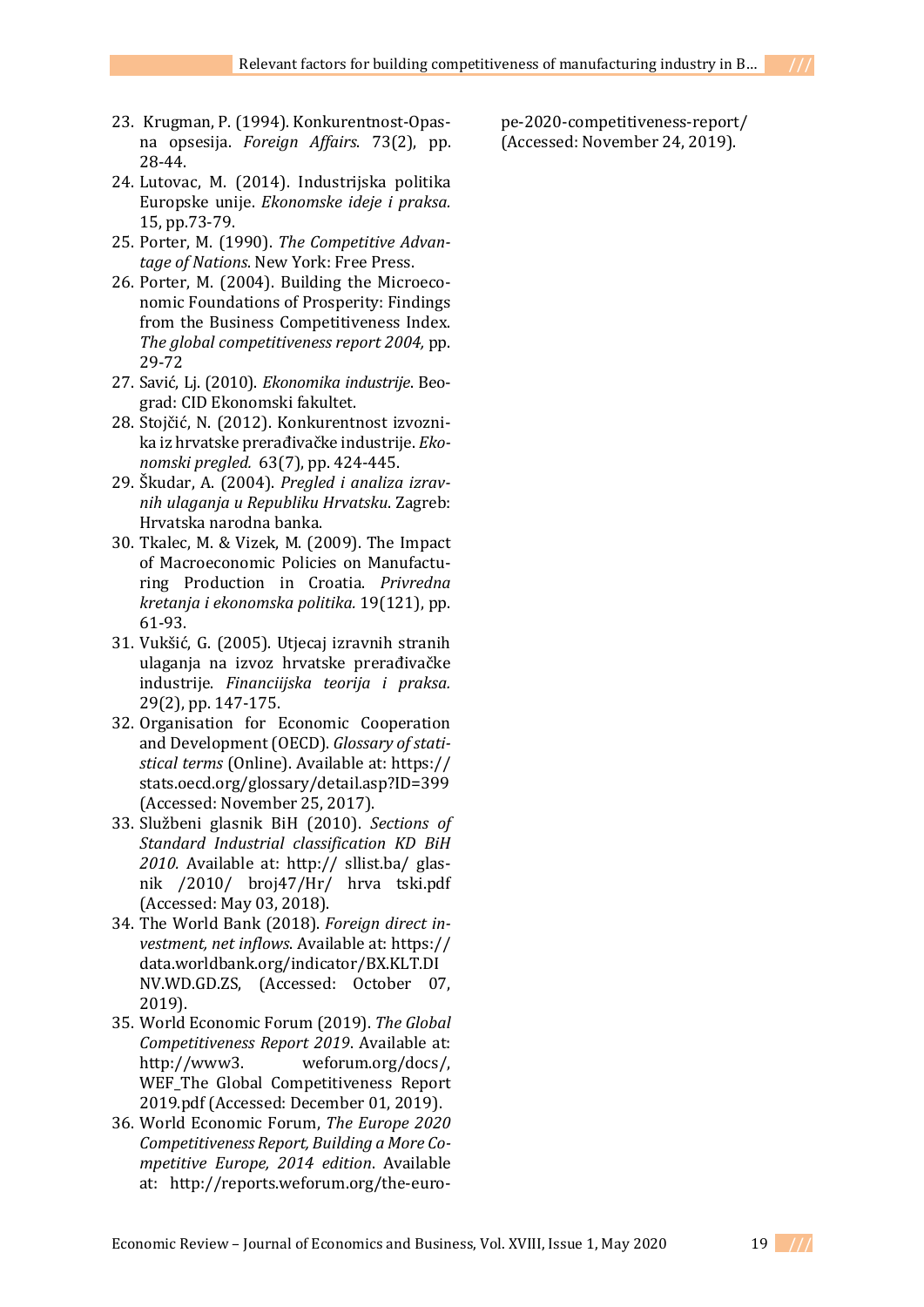23. Krugman, P. (1994). Konkurentnost-Opasna opsesija. *Foreign Affairs*. 73(2), pp. 28-44.
24. Lutovac, M. (2014). Industrijska politika Europske unije. *Ekonomske ideje i praksa*. 15, pp.73-79.
25. Porter, M. (1990). *The Competitive Advantage of Nations*. New York: Free Press.
26. Porter, M. (2004). Building the Microeconomic Foundations of Prosperity: Findings from the Business Competitiveness Index. *The global competitiveness report 2004,* pp. 29-72
27. Savić, Lj. (2010). *Ekonomika industrije*. Beograd: CID Ekonomski fakultet.
28. Stojčić, N. (2012). Konkurentnost izvoznika iz hrvatske prerađivačke industrije. *Ekonomski pregled.* 63(7), pp. 424-445.
29. Škudar, A. (2004). *Pregled i analiza izravnih ulaganja u Republiku Hrvatsku*. Zagreb: Hrvatska narodna banka.
30. Tkalec, M. & Vizek, M. (2009). The Impact of Macroeconomic Policies on Manufacturing Production in Croatia. *Privredna kretanja i ekonomska politika.* 19(121), pp. 61-93.
31. Vukšić, G. (2005). Utjecaj izravnih stranih ulaganja na izvoz hrvatske prerađivačke industrije. *Financiijska teorija i praksa.* 29(2), pp. 147-175.
32. Organisation for Economic Cooperation and Development (OECD). *Glossary of statistical terms* (Online). Available at: https://stats.oecd.org/glossary/detail.asp?ID=399 (Accessed: November 25, 2017).
33. Službeni glasnik BiH (2010). *Sections of Standard Industrial classification KD BiH 2010.* Available at: http:// sllist.ba/ glasnik /2010/ broj47/Hr/ hrva tski.pdf (Accessed: May 03, 2018).
34. The World Bank (2018). *Foreign direct investment, net inflows*. Available at: https://data.worldbank.org/indicator/BX.KLT.DINV.WD.GD.ZS, (Accessed: October 07, 2019).
35. World Economic Forum (2019). *The Global Competitiveness Report 2019*. Available at: http://www3. weforum.org/docs/, WEF_The Global Competitiveness Report 2019.pdf (Accessed: December 01, 2019).
36. World Economic Forum, *The Europe 2020 Competitiveness Report, Building a More Competitive Europe, 2014 edition*. Available at: http://reports.weforum.org/the-europe-2020-competitiveness-report/ (Accessed: November 24, 2019).